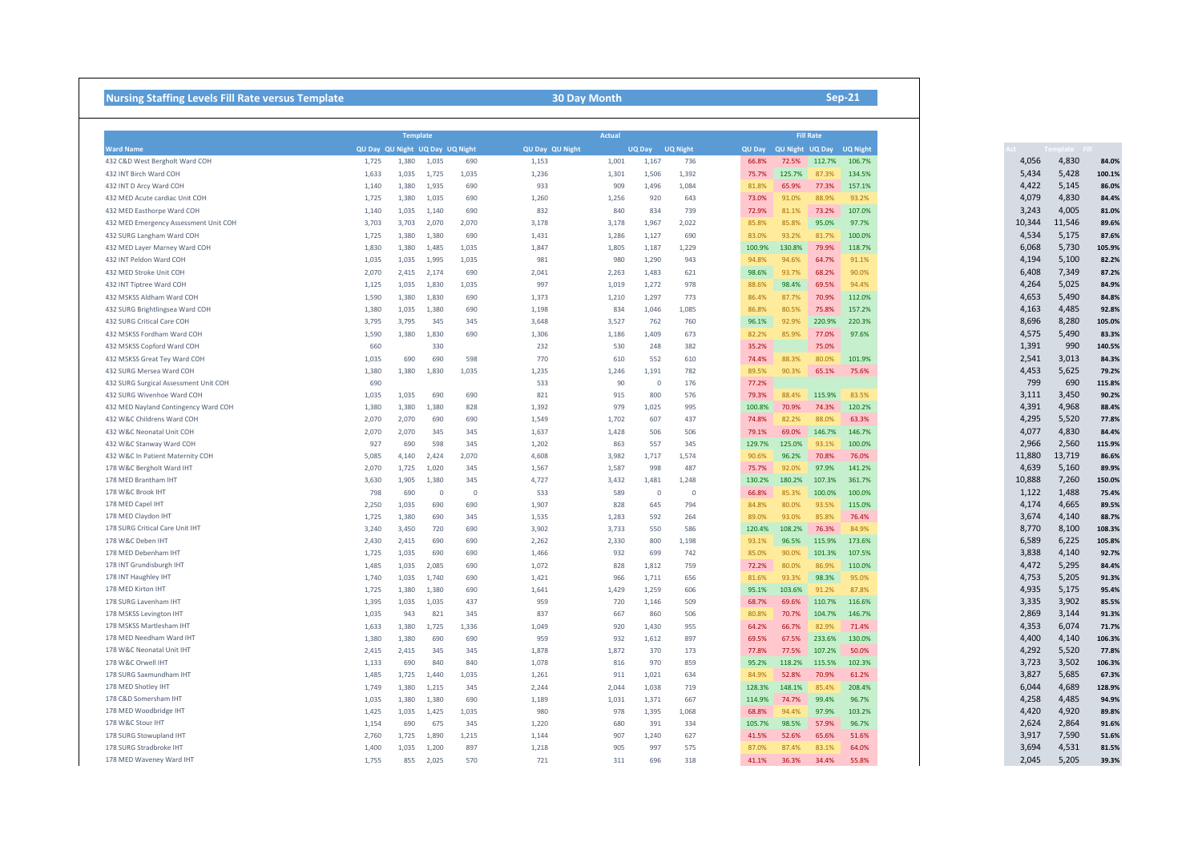## Nursing Staffing Levels Fill Rate versus Template

**30 Day Month** **Sep-21**

| Ward Name | Template | | | | Actual | | | | Fill Rate | | | | Act | Template | Fill |
|---|---|---|---|---|---|---|---|---|---|---|---|---|---|---|---|
| | QU Day | QU Night | UQ Day | UQ Night | QU Day | QU Night | UQ Day | UQ Night | QU Day | QU Night | UQ Day | UQ Night | | | |
| 432 C&D West Bergholt Ward COH | 1,725 | 1,380 | 1,035 | 690 | 1,153 | 1,001 | 1,167 | 736 | 66.8% | 72.5% | 112.7% | 106.7% | 4,056 | 4,830 | 84.0% |
| 432 INT Birch Ward COH | 1,633 | 1,035 | 1,725 | 1,035 | 1,236 | 1,301 | 1,506 | 1,392 | 75.7% | 125.7% | 87.3% | 134.5% | 5,434 | 5,428 | 100.1% |
| 432 INT D Arcy Ward COH | 1,140 | 1,380 | 1,935 | 690 | 933 | 909 | 1,496 | 1,084 | 81.8% | 65.9% | 77.3% | 157.1% | 4,422 | 5,145 | 86.0% |
| 432 MED Acute cardiac Unit COH | 1,725 | 1,380 | 1,035 | 690 | 1,260 | 1,256 | 920 | 643 | 73.0% | 91.0% | 88.9% | 93.2% | 4,079 | 4,830 | 84.4% |
| 432 MED Easthorpe Ward COH | 1,140 | 1,035 | 1,140 | 690 | 832 | 840 | 834 | 739 | 72.9% | 81.1% | 73.2% | 107.0% | 3,243 | 4,005 | 81.0% |
| 432 MED Emergency Assessment Unit COH | 3,703 | 3,703 | 2,070 | 2,070 | 3,178 | 3,178 | 1,967 | 2,022 | 85.8% | 85.8% | 95.0% | 97.7% | 10,344 | 11,546 | 89.6% |
| 432 SURG Langham Ward COH | 1,725 | 1,380 | 1,380 | 690 | 1,431 | 1,286 | 1,127 | 690 | 83.0% | 93.2% | 81.7% | 100.0% | 4,534 | 5,175 | 87.6% |
| 432 MED Layer Marney Ward COH | 1,830 | 1,380 | 1,485 | 1,035 | 1,847 | 1,805 | 1,187 | 1,229 | 100.9% | 130.8% | 79.9% | 118.7% | 6,068 | 5,730 | 105.9% |
| 432 INT Peldon Ward COH | 1,035 | 1,035 | 1,995 | 1,035 | 981 | 980 | 1,290 | 943 | 94.8% | 94.6% | 64.7% | 91.1% | 4,194 | 5,100 | 82.2% |
| 432 MED Stroke Unit COH | 2,070 | 2,415 | 2,174 | 690 | 2,041 | 2,263 | 1,483 | 621 | 98.6% | 93.7% | 68.2% | 90.0% | 6,408 | 7,349 | 87.2% |
| 432 INT Tiptree Ward COH | 1,125 | 1,035 | 1,830 | 1,035 | 997 | 1,019 | 1,272 | 978 | 88.6% | 98.4% | 69.5% | 94.4% | 4,264 | 5,025 | 84.9% |
| 432 MSKSS Aldham Ward COH | 1,590 | 1,380 | 1,830 | 690 | 1,373 | 1,210 | 1,297 | 773 | 86.4% | 87.7% | 70.9% | 112.0% | 4,653 | 5,490 | 84.8% |
| 432 SURG Brightlingsea Ward COH | 1,380 | 1,035 | 1,380 | 690 | 1,198 | 834 | 1,046 | 1,085 | 86.8% | 80.5% | 75.8% | 157.2% | 4,163 | 4,485 | 92.8% |
| 432 SURG Critical Care COH | 3,795 | 3,795 | 345 | 345 | 3,648 | 3,527 | 762 | 760 | 96.1% | 92.9% | 220.9% | 220.3% | 8,696 | 8,280 | 105.0% |
| 432 MSKSS Fordham Ward COH | 1,590 | 1,380 | 1,830 | 690 | 1,306 | 1,186 | 1,409 | 673 | 82.2% | 85.9% | 77.0% | 97.6% | 4,575 | 5,490 | 83.3% |
| 432 MSKSS Copford Ward COH | 660 | | 330 | | 232 | 530 | 248 | 382 | 35.2% | | 75.0% | | 1,391 | 990 | 140.5% |
| 432 MSKSS Great Tey Ward COH | 1,035 | 690 | 690 | 598 | 770 | 610 | 552 | 610 | 74.4% | 88.3% | 80.0% | 101.9% | 2,541 | 3,013 | 84.3% |
| 432 SURG Mersea Ward COH | 1,380 | 1,380 | 1,830 | 1,035 | 1,235 | 1,246 | 1,191 | 782 | 89.5% | 90.3% | 65.1% | 75.6% | 4,453 | 5,625 | 79.2% |
| 432 SURG Surgical Assessment Unit COH | 690 | | | | 533 | 90 | 0 | 176 | 77.2% | | | | 799 | 690 | 115.8% |
| 432 SURG Wivenhoe Ward COH | 1,035 | 1,035 | 690 | 690 | 821 | 915 | 800 | 576 | 79.3% | 88.4% | 115.9% | 83.5% | 3,111 | 3,450 | 90.2% |
| 432 MED Nayland Contingency Ward COH | 1,380 | 1,380 | 1,380 | 828 | 1,392 | 979 | 1,025 | 995 | 100.8% | 70.9% | 74.3% | 120.2% | 4,391 | 4,968 | 88.4% |
| 432 W&C Childrens Ward COH | 2,070 | 2,070 | 690 | 690 | 1,549 | 1,702 | 607 | 437 | 74.8% | 82.2% | 88.0% | 63.3% | 4,295 | 5,520 | 77.8% |
| 432 W&C Neonatal Unit COH | 2,070 | 2,070 | 345 | 345 | 1,637 | 1,428 | 506 | 506 | 79.1% | 69.0% | 146.7% | 146.7% | 4,077 | 4,830 | 84.4% |
| 432 W&C Stanway Ward COH | 927 | 690 | 598 | 345 | 1,202 | 863 | 557 | 345 | 129.7% | 125.0% | 93.1% | 100.0% | 2,966 | 2,560 | 115.9% |
| 432 W&C In Patient Maternity COH | 5,085 | 4,140 | 2,424 | 2,070 | 4,608 | 3,982 | 1,717 | 1,574 | 90.6% | 96.2% | 70.8% | 76.0% | 11,880 | 13,719 | 86.6% |
| 178 W&C Bergholt Ward IHT | 2,070 | 1,725 | 1,020 | 345 | 1,567 | 1,587 | 998 | 487 | 75.7% | 92.0% | 97.9% | 141.2% | 4,639 | 5,160 | 89.9% |
| 178 MED Brantham IHT | 3,630 | 1,905 | 1,380 | 345 | 4,727 | 3,432 | 1,481 | 1,248 | 130.2% | 180.2% | 107.3% | 361.7% | 10,888 | 7,260 | 150.0% |
| 178 W&C Brook IHT | 798 | 690 | 0 | 0 | 533 | 589 | 0 | 0 | 66.8% | 85.3% | 100.0% | 100.0% | 1,122 | 1,488 | 75.4% |
| 178 MED Capel IHT | 2,250 | 1,035 | 690 | 690 | 1,907 | 828 | 645 | 794 | 84.8% | 80.0% | 93.5% | 115.0% | 4,174 | 4,665 | 89.5% |
| 178 MED Claydon IHT | 1,725 | 1,380 | 690 | 345 | 1,535 | 1,283 | 592 | 264 | 89.0% | 93.0% | 85.8% | 76.4% | 3,674 | 4,140 | 88.7% |
| 178 SURG Critical Care Unit IHT | 3,240 | 3,450 | 720 | 690 | 3,902 | 3,733 | 550 | 586 | 120.4% | 108.2% | 76.3% | 84.9% | 8,770 | 8,100 | 108.3% |
| 178 W&C Deben IHT | 2,430 | 2,415 | 690 | 690 | 2,262 | 2,330 | 800 | 1,198 | 93.1% | 96.5% | 115.9% | 173.6% | 6,589 | 6,225 | 105.8% |
| 178 MED Debenham IHT | 1,725 | 1,035 | 690 | 690 | 1,466 | 932 | 699 | 742 | 85.0% | 90.0% | 101.3% | 107.5% | 3,838 | 4,140 | 92.7% |
| 178 INT Grundisburgh IHT | 1,485 | 1,035 | 2,085 | 690 | 1,072 | 828 | 1,812 | 759 | 72.2% | 80.0% | 86.9% | 110.0% | 4,472 | 5,295 | 84.4% |
| 178 INT Haughley IHT | 1,740 | 1,035 | 1,740 | 690 | 1,421 | 966 | 1,711 | 656 | 81.6% | 93.3% | 98.3% | 95.0% | 4,753 | 5,205 | 91.3% |
| 178 MED Kirton IHT | 1,725 | 1,380 | 1,380 | 690 | 1,641 | 1,429 | 1,259 | 606 | 95.1% | 103.6% | 91.2% | 87.8% | 4,935 | 5,175 | 95.4% |
| 178 SURG Lavenham IHT | 1,395 | 1,035 | 1,035 | 437 | 959 | 720 | 1,146 | 509 | 68.7% | 69.6% | 110.7% | 116.6% | 3,335 | 3,902 | 85.5% |
| 178 MSKSS Levington IHT | 1,035 | 943 | 821 | 345 | 837 | 667 | 860 | 506 | 80.8% | 70.7% | 104.7% | 146.7% | 2,869 | 3,144 | 91.3% |
| 178 MSKSS Martlesham IHT | 1,633 | 1,380 | 1,725 | 1,336 | 1,049 | 920 | 1,430 | 955 | 64.2% | 66.7% | 82.9% | 71.4% | 4,353 | 6,074 | 71.7% |
| 178 MED Needham Ward IHT | 1,380 | 1,380 | 690 | 690 | 959 | 932 | 1,612 | 897 | 69.5% | 67.5% | 233.6% | 130.0% | 4,400 | 4,140 | 106.3% |
| 178 W&C Neonatal Unit IHT | 2,415 | 2,415 | 345 | 345 | 1,878 | 1,872 | 370 | 173 | 77.8% | 77.5% | 107.2% | 50.0% | 4,292 | 5,520 | 77.8% |
| 178 W&C Orwell IHT | 1,133 | 690 | 840 | 840 | 1,078 | 816 | 970 | 859 | 95.2% | 118.2% | 115.5% | 102.3% | 3,723 | 3,502 | 106.3% |
| 178 SURG Saxmundham IHT | 1,485 | 1,725 | 1,440 | 1,035 | 1,261 | 911 | 1,021 | 634 | 84.9% | 52.8% | 70.9% | 61.2% | 3,827 | 5,685 | 67.3% |
| 178 MED Shotley IHT | 1,749 | 1,380 | 1,215 | 345 | 2,244 | 2,044 | 1,038 | 719 | 128.3% | 148.1% | 85.4% | 208.4% | 6,044 | 4,689 | 128.9% |
| 178 C&D Somersham IHT | 1,035 | 1,380 | 1,380 | 690 | 1,189 | 1,031 | 1,371 | 667 | 114.9% | 74.7% | 99.4% | 96.7% | 4,258 | 4,485 | 94.9% |
| 178 MED Woodbridge IHT | 1,425 | 1,035 | 1,425 | 1,035 | 980 | 978 | 1,395 | 1,068 | 68.8% | 94.4% | 97.9% | 103.2% | 4,420 | 4,920 | 89.8% |
| 178 W&C Stour IHT | 1,154 | 690 | 675 | 345 | 1,220 | 680 | 391 | 334 | 105.7% | 98.5% | 57.9% | 96.7% | 2,624 | 2,864 | 91.6% |
| 178 SURG Stowupland IHT | 2,760 | 1,725 | 1,890 | 1,215 | 1,144 | 907 | 1,240 | 627 | 41.5% | 52.6% | 65.6% | 51.6% | 3,917 | 7,590 | 51.6% |
| 178 SURG Stradbroke IHT | 1,400 | 1,035 | 1,200 | 897 | 1,218 | 905 | 997 | 575 | 87.0% | 87.4% | 83.1% | 64.0% | 3,694 | 4,531 | 81.5% |
| 178 MED Waveney Ward IHT | 1,755 | 855 | 2,025 | 570 | 721 | 311 | 696 | 318 | 41.1% | 36.3% | 34.4% | 55.8% | 2,045 | 5,205 | 39.3% |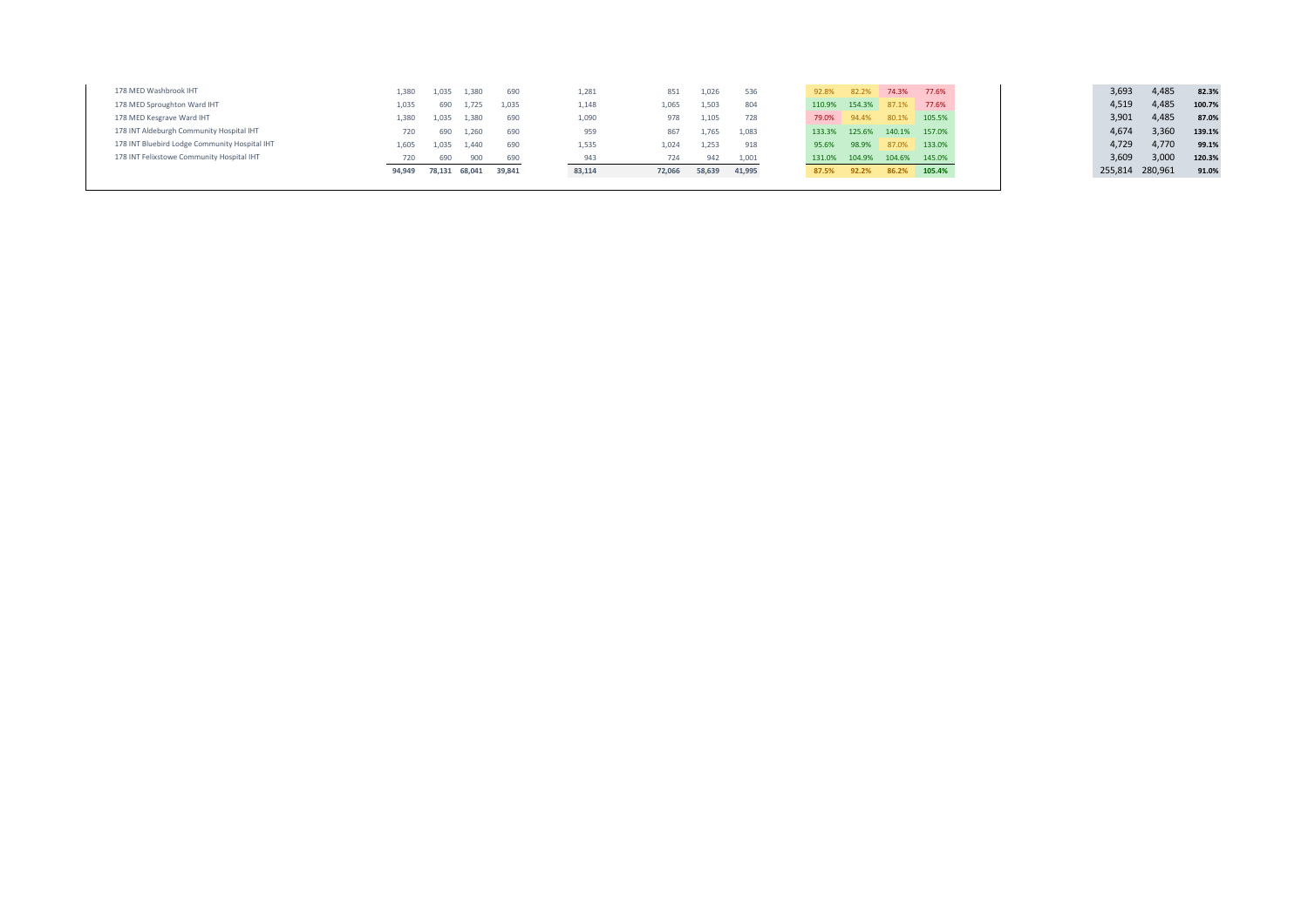| | | | | | | | | | | | | | | | | |
|---|---|---|---|---|---|---|---|---|---|---|---|---|---|---|---|---|
| 178 MED Washbrook IHT | 1,380 | 1,035 | 1,380 | 690 | 1,281 | 851 | 1,026 | 536 | 92.8% | 82.2% | 74.3% | 77.6% | | 3,693 | 4,485 | 82.3% |
| 178 MED Sproughton Ward IHT | 1,035 | 690 | 1,725 | 1,035 | 1,148 | 1,065 | 1,503 | 804 | 110.9% | 154.3% | 87.1% | 77.6% | | 4,519 | 4,485 | 100.7% |
| 178 MED Kesgrave Ward IHT | 1,380 | 1,035 | 1,380 | 690 | 1,090 | 978 | 1,105 | 728 | 79.0% | 94.4% | 80.1% | 105.5% | | 3,901 | 4,485 | 87.0% |
| 178 INT Aldeburgh Community Hospital IHT | 720 | 690 | 1,260 | 690 | 959 | 867 | 1,765 | 1,083 | 133.3% | 125.6% | 140.1% | 157.0% | | 4,674 | 3,360 | 139.1% |
| 178 INT Bluebird Lodge Community Hospital IHT | 1,605 | 1,035 | 1,440 | 690 | 1,535 | 1,024 | 1,253 | 918 | 95.6% | 98.9% | 87.0% | 133.0% | | 4,729 | 4,770 | 99.1% |
| 178 INT Felixstowe Community Hospital IHT | 720 | 690 | 900 | 690 | 943 | 724 | 942 | 1,001 | 131.0% | 104.9% | 104.6% | 145.0% | | 3,609 | 3,000 | 120.3% |
| | **94,949** | **78,131** | **68,041** | **39,841** | **83,114** | **72,066** | **58,639** | **41,995** | **87.5%** | **92.2%** | **86.2%** | **105.4%** | | 255,814 | 280,961 | **91.0%** |